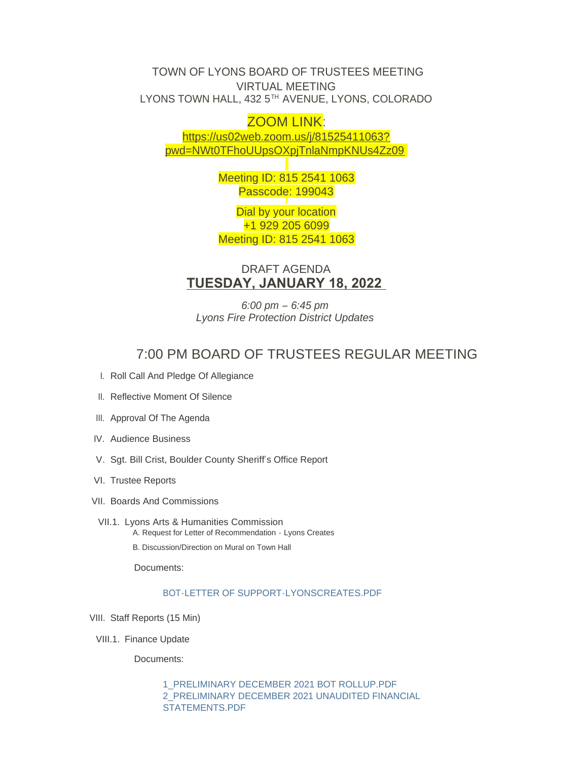TOWN OF LYONS BOARD OF TRUSTEES MEETING
VIRTUAL MEETING
LYONS TOWN HALL, 432 5TH AVENUE, LYONS, COLORADO

ZOOM LINK:
https://us02web.zoom.us/j/81525411063?pwd=NWt0TFhoUUpsOXpjTnlaNmpKNUs4Zz09

Meeting ID: 815 2541 1063
Passcode: 199043

Dial by your location
+1 929 205 6099
Meeting ID: 815 2541 1063

DRAFT AGENDA
**TUESDAY, JANUARY 18, 2022**

*6:00 pm – 6:45 pm*
*Lyons Fire Protection District Updates*

## 7:00 PM BOARD OF TRUSTEES REGULAR MEETING

I. Roll Call And Pledge Of Allegiance

II. Reflective Moment Of Silence

III. Approval Of The Agenda

IV. Audience Business

V. Sgt. Bill Crist, Boulder County Sheriff's Office Report

VI. Trustee Reports

VII. Boards And Commissions

VII.1. Lyons Arts & Humanities Commission

A. Request for Letter of Recommendation - Lyons Creates

B. Discussion/Direction on Mural on Town Hall

Documents:

BOT-LETTER OF SUPPORT-LYONSCREATES.PDF

VIII. Staff Reports (15 Min)

VIII.1. Finance Update

Documents:

1_PRELIMINARY DECEMBER 2021 BOT ROLLUP.PDF
2_PRELIMINARY DECEMBER 2021 UNAUDITED FINANCIAL STATEMENTS.PDF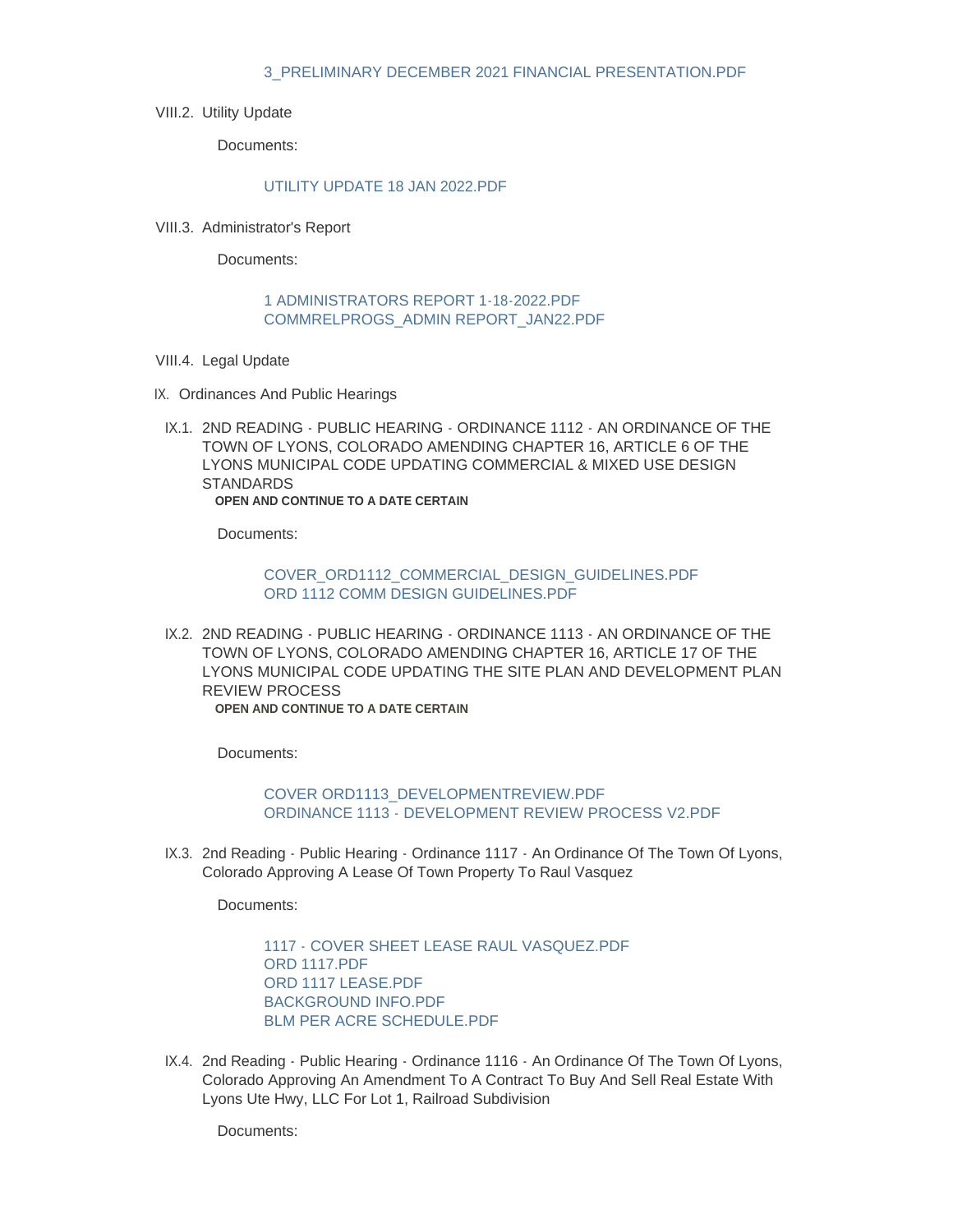3_PRELIMINARY DECEMBER 2021 FINANCIAL PRESENTATION.PDF

VIII.2. Utility Update

Documents:

UTILITY UPDATE 18 JAN 2022.PDF

VIII.3. Administrator's Report

Documents:

1 ADMINISTRATORS REPORT 1-18-2022.PDF
COMMRELPROGS_ADMIN REPORT_JAN22.PDF

VIII.4. Legal Update

IX. Ordinances And Public Hearings

IX.1. 2ND READING - PUBLIC HEARING - ORDINANCE 1112 - AN ORDINANCE OF THE TOWN OF LYONS, COLORADO AMENDING CHAPTER 16, ARTICLE 6 OF THE LYONS MUNICIPAL CODE UPDATING COMMERCIAL & MIXED USE DESIGN STANDARDS

**OPEN AND CONTINUE TO A DATE CERTAIN**

Documents:

COVER_ORD1112_COMMERCIAL_DESIGN_GUIDELINES.PDF
ORD 1112 COMM DESIGN GUIDELINES.PDF

IX.2. 2ND READING - PUBLIC HEARING - ORDINANCE 1113 - AN ORDINANCE OF THE TOWN OF LYONS, COLORADO AMENDING CHAPTER 16, ARTICLE 17 OF THE LYONS MUNICIPAL CODE UPDATING THE SITE PLAN AND DEVELOPMENT PLAN REVIEW PROCESS

**OPEN AND CONTINUE TO A DATE CERTAIN**

Documents:

COVER ORD1113_DEVELOPMENTREVIEW.PDF
ORDINANCE 1113 - DEVELOPMENT REVIEW PROCESS V2.PDF

IX.3. 2nd Reading - Public Hearing - Ordinance 1117 - An Ordinance Of The Town Of Lyons, Colorado Approving A Lease Of Town Property To Raul Vasquez

Documents:

1117 - COVER SHEET LEASE RAUL VASQUEZ.PDF
ORD 1117.PDF
ORD 1117 LEASE.PDF
BACKGROUND INFO.PDF
BLM PER ACRE SCHEDULE.PDF

IX.4. 2nd Reading - Public Hearing - Ordinance 1116 - An Ordinance Of The Town Of Lyons, Colorado Approving An Amendment To A Contract To Buy And Sell Real Estate With Lyons Ute Hwy, LLC For Lot 1, Railroad Subdivision

Documents: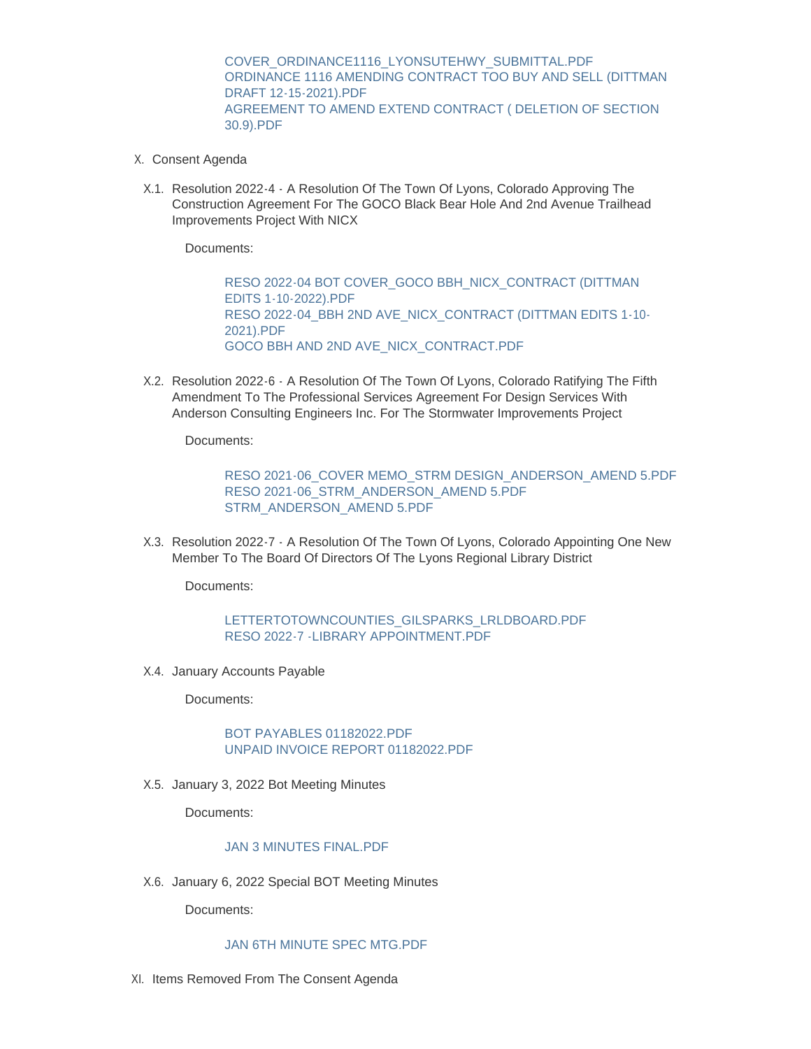COVER_ORDINANCE1116_LYONSUTEHWY_SUBMITTAL.PDF
ORDINANCE 1116 AMENDING CONTRACT TOO BUY AND SELL (DITTMAN DRAFT 12-15-2021).PDF
AGREEMENT TO AMEND EXTEND CONTRACT ( DELETION OF SECTION 30.9).PDF

X. Consent Agenda

X.1. Resolution 2022-4 - A Resolution Of The Town Of Lyons, Colorado Approving The Construction Agreement For The GOCO Black Bear Hole And 2nd Avenue Trailhead Improvements Project With NICX

Documents:

RESO 2022-04 BOT COVER_GOCO BBH_NICX_CONTRACT (DITTMAN EDITS 1-10-2022).PDF
RESO 2022-04_BBH 2ND AVE_NICX_CONTRACT (DITTMAN EDITS 1-10-2021).PDF
GOCO BBH AND 2ND AVE_NICX_CONTRACT.PDF

X.2. Resolution 2022-6 - A Resolution Of The Town Of Lyons, Colorado Ratifying The Fifth Amendment To The Professional Services Agreement For Design Services With Anderson Consulting Engineers Inc. For The Stormwater Improvements Project

Documents:

RESO 2021-06_COVER MEMO_STRM DESIGN_ANDERSON_AMEND 5.PDF
RESO 2021-06_STRM_ANDERSON_AMEND 5.PDF
STRM_ANDERSON_AMEND 5.PDF

X.3. Resolution 2022-7 - A Resolution Of The Town Of Lyons, Colorado Appointing One New Member To The Board Of Directors Of The Lyons Regional Library District

Documents:

LETTERTOTOWNCOUNTIES_GILSPARKS_LRLDBOARD.PDF
RESO 2022-7 -LIBRARY APPOINTMENT.PDF

X.4. January Accounts Payable

Documents:

BOT PAYABLES 01182022.PDF
UNPAID INVOICE REPORT 01182022.PDF

X.5. January 3, 2022 Bot Meeting Minutes

Documents:

JAN 3 MINUTES FINAL.PDF

X.6. January 6, 2022 Special BOT Meeting Minutes

Documents:

JAN 6TH MINUTE SPEC MTG.PDF

XI. Items Removed From The Consent Agenda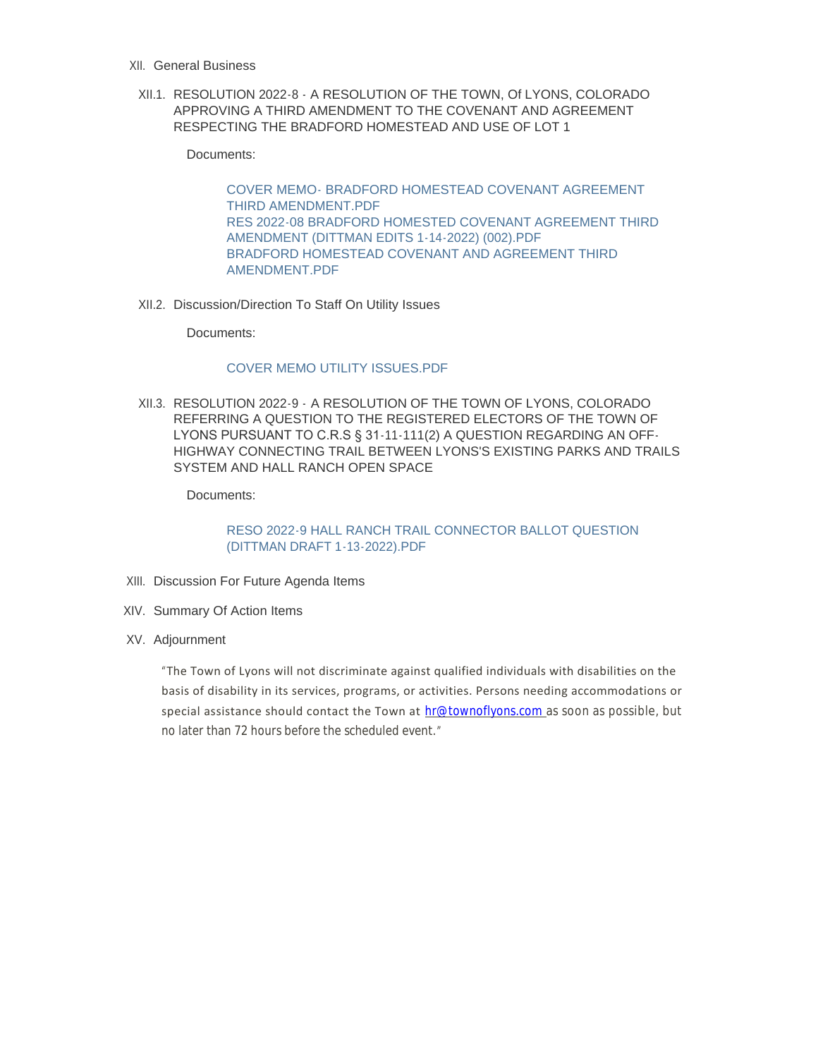XII. General Business

XII.1. RESOLUTION 2022-8 - A RESOLUTION OF THE TOWN, Of LYONS, COLORADO APPROVING A THIRD AMENDMENT TO THE COVENANT AND AGREEMENT RESPECTING THE BRADFORD HOMESTEAD AND USE OF LOT 1

Documents:

COVER MEMO- BRADFORD HOMESTEAD COVENANT AGREEMENT THIRD AMENDMENT.PDF
RES 2022-08 BRADFORD HOMESTED COVENANT AGREEMENT THIRD AMENDMENT (DITTMAN EDITS 1-14-2022) (002).PDF
BRADFORD HOMESTEAD COVENANT AND AGREEMENT THIRD AMENDMENT.PDF

XII.2. Discussion/Direction To Staff On Utility Issues

Documents:

COVER MEMO UTILITY ISSUES.PDF

XII.3. RESOLUTION 2022-9 - A RESOLUTION OF THE TOWN OF LYONS, COLORADO REFERRING A QUESTION TO THE REGISTERED ELECTORS OF THE TOWN OF LYONS PURSUANT TO C.R.S § 31-11-111(2) A QUESTION REGARDING AN OFF-HIGHWAY CONNECTING TRAIL BETWEEN LYONS'S EXISTING PARKS AND TRAILS SYSTEM AND HALL RANCH OPEN SPACE

Documents:

RESO 2022-9 HALL RANCH TRAIL CONNECTOR BALLOT QUESTION (DITTMAN DRAFT 1-13-2022).PDF

XIII. Discussion For Future Agenda Items

XIV. Summary Of Action Items

XV. Adjournment

"The Town of Lyons will not discriminate against qualified individuals with disabilities on the basis of disability in its services, programs, or activities. Persons needing accommodations or special assistance should contact the Town at hr@townoflyons.com as soon as possible, but no later than 72 hours before the scheduled event."